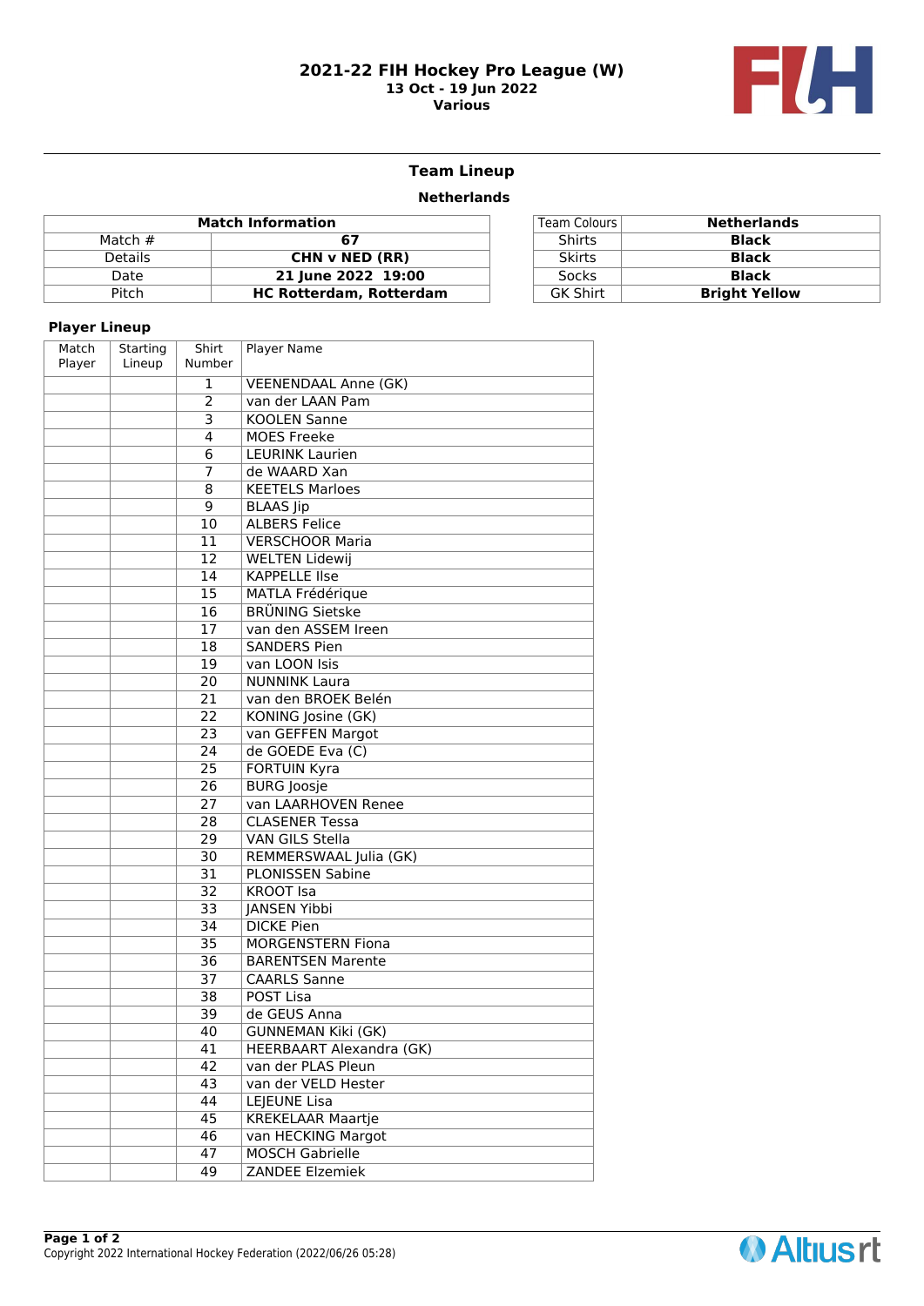# 2021-22 FIH Hockey Pro League (W)

**13 Oct - 19 Jun 2022**
**Various**

## Team Lineup

### Netherlands

| Match Information | |
|---|---|
| Match # | **67** |
| Details | **CHN v NED (RR)** |
| Date | **21 June 2022 19:00** |
| Pitch | **HC Rotterdam, Rotterdam** |

| Team Colours | Netherlands |
|---|---|
| Shirts | **Black** |
| Skirts | **Black** |
| Socks | **Black** |
| GK Shirt | **Bright Yellow** |

### Player Lineup

| Match Player | Starting Lineup | Shirt Number | Player Name |
|---|---|---|---|
| | | 1 | VEENENDAAL Anne (GK) |
| | | 2 | van der LAAN Pam |
| | | 3 | KOOLEN Sanne |
| | | 4 | MOES Freeke |
| | | 6 | LEURINK Laurien |
| | | 7 | de WAARD Xan |
| | | 8 | KEETELS Marloes |
| | | 9 | BLAAS Jip |
| | | 10 | ALBERS Felice |
| | | 11 | VERSCHOOR Maria |
| | | 12 | WELTEN Lidewij |
| | | 14 | KAPPELLE Ilse |
| | | 15 | MATLA Frédérique |
| | | 16 | BRÜNING Sietske |
| | | 17 | van den ASSEM Ireen |
| | | 18 | SANDERS Pien |
| | | 19 | van LOON Isis |
| | | 20 | NUNNINK Laura |
| | | 21 | van den BROEK Belén |
| | | 22 | KONING Josine (GK) |
| | | 23 | van GEFFEN Margot |
| | | 24 | de GOEDE Eva (C) |
| | | 25 | FORTUIN Kyra |
| | | 26 | BURG Joosje |
| | | 27 | van LAARHOVEN Renee |
| | | 28 | CLASENER Tessa |
| | | 29 | VAN GILS Stella |
| | | 30 | REMMERSWAAL Julia (GK) |
| | | 31 | PLONISSEN Sabine |
| | | 32 | KROOT Isa |
| | | 33 | JANSEN Yibbi |
| | | 34 | DICKE Pien |
| | | 35 | MORGENSTERN Fiona |
| | | 36 | BARENTSEN Marente |
| | | 37 | CAARLS Sanne |
| | | 38 | POST Lisa |
| | | 39 | de GEUS Anna |
| | | 40 | GUNNEMAN Kiki (GK) |
| | | 41 | HEERBAART Alexandra (GK) |
| | | 42 | van der PLAS Pleun |
| | | 43 | van der VELD Hester |
| | | 44 | LEJEUNE Lisa |
| | | 45 | KREKELAAR Maartje |
| | | 46 | van HECKING Margot |
| | | 47 | MOSCH Gabrielle |
| | | 49 | ZANDEE Elzemiek |

Copyright 2022 International Hockey Federation (2022/06/26 05:28)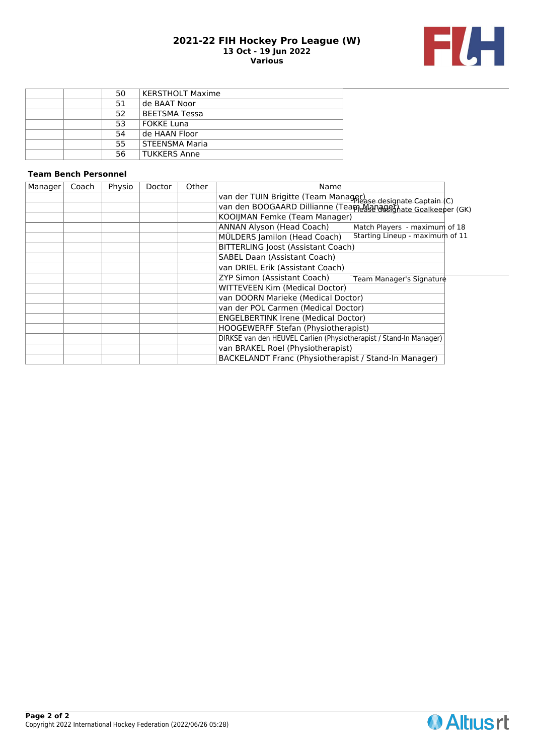# 2021-22 FIH Hockey Pro League (W)

**13 Oct - 19 Jun 2022**

**Various**

| | | | |
|---|---|---|---|
| | | 50 | KERSTHOLT Maxime |
| | | 51 | de BAAT Noor |
| | | 52 | BEETSMA Tessa |
| | | 53 | FOKKE Luna |
| | | 54 | de HAAN Floor |
| | | 55 | STEENSMA Maria |
| | | 56 | TUKKERS Anne |

**Team Bench Personnel**

| Manager | Coach | Physio | Doctor | Other | Name |
|---|---|---|---|---|---|
| | | | | | van der TUIN Brigitte (Team Manager) |
| | | | | | van den BOOGAARD Dillianne (Team Manager) |
| | | | | | KOOIJMAN Femke (Team Manager) |
| | | | | | ANNAN Alyson (Head Coach) |
| | | | | | MÜLDERS Jamilon (Head Coach) |
| | | | | | BITTERLING Joost (Assistant Coach) |
| | | | | | SABEL Daan (Assistant Coach) |
| | | | | | van DRIEL Erik (Assistant Coach) |
| | | | | | ZYP Simon (Assistant Coach) |
| | | | | | WITTEVEEN Kim (Medical Doctor) |
| | | | | | van DOORN Marieke (Medical Doctor) |
| | | | | | van der POL Carmen (Medical Doctor) |
| | | | | | ENGELBERTINK Irene (Medical Doctor) |
| | | | | | HOOGEWERFF Stefan (Physiotherapist) |
| | | | | | DIRKSE van den HEUVEL Carlien (Physiotherapist / Stand-In Manager) |
| | | | | | van BRAKEL Roel (Physiotherapist) |
| | | | | | BACKELANDT Franc (Physiotherapist / Stand-In Manager) |

Please designate Captain (C)

Please designate Goalkeeper (GK)

Match Players - maximum of 18

Starting Lineup - maximum of 11

Team Manager's Signature

Copyright 2022 International Hockey Federation (2022/06/26 05:28)